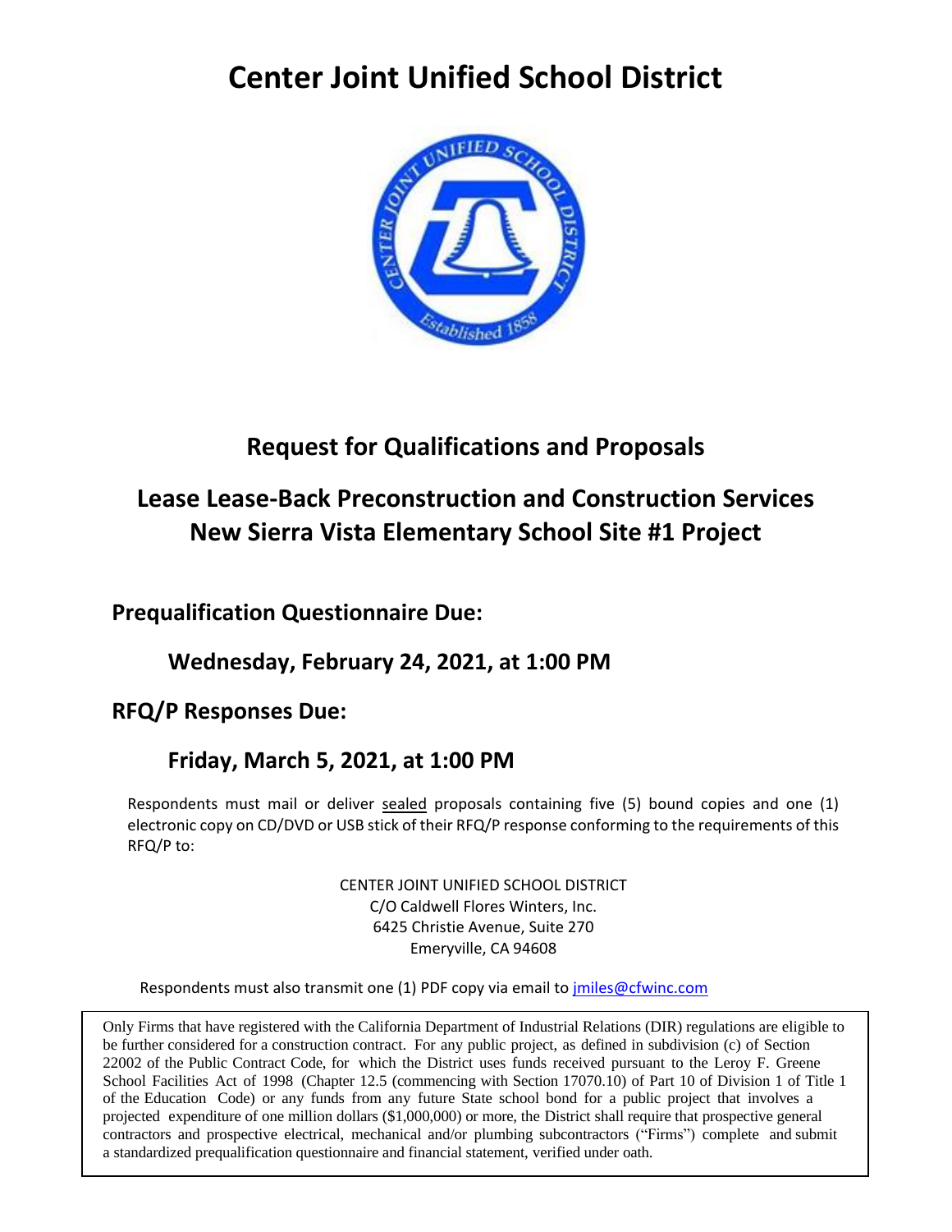# Center Joint Unified School District

## Request for Qualifications and Proposals

## Lease Lease-Back Preconstruction and Construction Services New Sierra Vista Elementary School Site #1 Project

### Prequalification Questionnaire Due:

**Wednesday, February 24, 2021, at 1:00 PM**

### RFQ/P Responses Due:

**Friday, March 5, 2021, at 1:00 PM**

Respondents must mail or deliver sealed proposals containing five (5) bound copies and one (1) electronic copy on CD/DVD or USB stick of their RFQ/P response conforming to the requirements of this RFQ/P to:

CENTER JOINT UNIFIED SCHOOL DISTRICT
C/O Caldwell Flores Winters, Inc.
6425 Christie Avenue, Suite 270
Emeryville, CA 94608

Respondents must also transmit one (1) PDF copy via email to jmiles@cfwinc.com

Only Firms that have registered with the California Department of Industrial Relations (DIR) regulations are eligible to be further considered for a construction contract. For any public project, as defined in subdivision (c) of Section 22002 of the Public Contract Code, for which the District uses funds received pursuant to the Leroy F. Greene School Facilities Act of 1998 (Chapter 12.5 (commencing with Section 17070.10) of Part 10 of Division 1 of Title 1 of the Education Code) or any funds from any future State school bond for a public project that involves a projected expenditure of one million dollars ($1,000,000) or more, the District shall require that prospective general contractors and prospective electrical, mechanical and/or plumbing subcontractors ("Firms") complete and submit a standardized prequalification questionnaire and financial statement, verified under oath.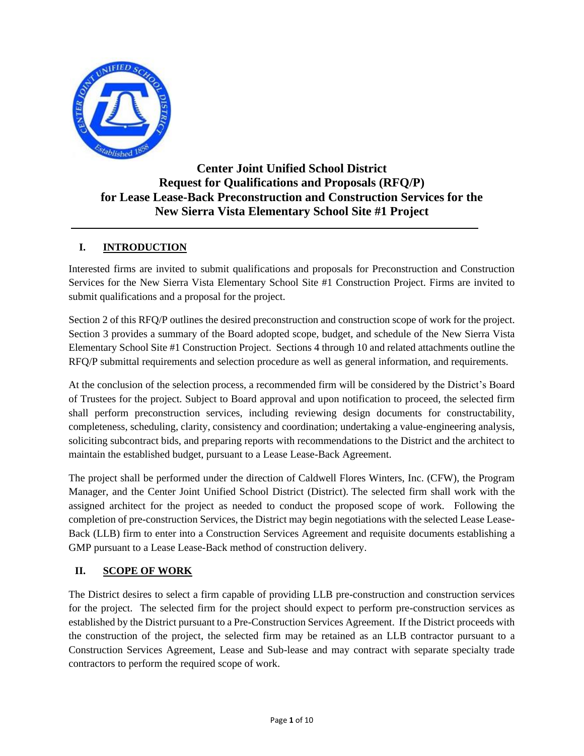# Center Joint Unified School District
# Request for Qualifications and Proposals (RFQ/P)
# for Lease Lease-Back Preconstruction and Construction Services for the New Sierra Vista Elementary School Site #1 Project

---

## I. INTRODUCTION

Interested firms are invited to submit qualifications and proposals for Preconstruction and Construction Services for the New Sierra Vista Elementary School Site #1 Construction Project. Firms are invited to submit qualifications and a proposal for the project.

Section 2 of this RFQ/P outlines the desired preconstruction and construction scope of work for the project. Section 3 provides a summary of the Board adopted scope, budget, and schedule of the New Sierra Vista Elementary School Site #1 Construction Project. Sections 4 through 10 and related attachments outline the RFQ/P submittal requirements and selection procedure as well as general information, and requirements.

At the conclusion of the selection process, a recommended firm will be considered by the District's Board of Trustees for the project. Subject to Board approval and upon notification to proceed, the selected firm shall perform preconstruction services, including reviewing design documents for constructability, completeness, scheduling, clarity, consistency and coordination; undertaking a value-engineering analysis, soliciting subcontract bids, and preparing reports with recommendations to the District and the architect to maintain the established budget, pursuant to a Lease Lease-Back Agreement.

The project shall be performed under the direction of Caldwell Flores Winters, Inc. (CFW), the Program Manager, and the Center Joint Unified School District (District). The selected firm shall work with the assigned architect for the project as needed to conduct the proposed scope of work. Following the completion of pre-construction Services, the District may begin negotiations with the selected Lease Lease-Back (LLB) firm to enter into a Construction Services Agreement and requisite documents establishing a GMP pursuant to a Lease Lease-Back method of construction delivery.

## II. SCOPE OF WORK

The District desires to select a firm capable of providing LLB pre-construction and construction services for the project. The selected firm for the project should expect to perform pre-construction services as established by the District pursuant to a Pre-Construction Services Agreement. If the District proceeds with the construction of the project, the selected firm may be retained as an LLB contractor pursuant to a Construction Services Agreement, Lease and Sub-lease and may contract with separate specialty trade contractors to perform the required scope of work.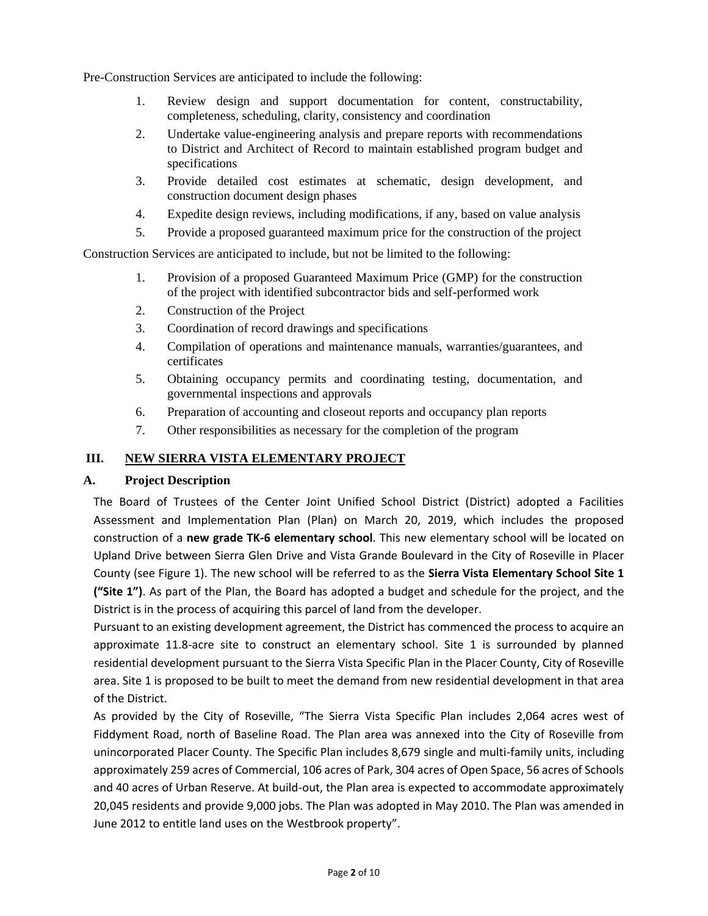Pre-Construction Services are anticipated to include the following:

1. Review design and support documentation for content, constructability, completeness, scheduling, clarity, consistency and coordination
2. Undertake value-engineering analysis and prepare reports with recommendations to District and Architect of Record to maintain established program budget and specifications
3. Provide detailed cost estimates at schematic, design development, and construction document design phases
4. Expedite design reviews, including modifications, if any, based on value analysis
5. Provide a proposed guaranteed maximum price for the construction of the project

Construction Services are anticipated to include, but not be limited to the following:

1. Provision of a proposed Guaranteed Maximum Price (GMP) for the construction of the project with identified subcontractor bids and self-performed work
2. Construction of the Project
3. Coordination of record drawings and specifications
4. Compilation of operations and maintenance manuals, warranties/guarantees, and certificates
5. Obtaining occupancy permits and coordinating testing, documentation, and governmental inspections and approvals
6. Preparation of accounting and closeout reports and occupancy plan reports
7. Other responsibilities as necessary for the completion of the program

## III. NEW SIERRA VISTA ELEMENTARY PROJECT

### A. Project Description

The Board of Trustees of the Center Joint Unified School District (District) adopted a Facilities Assessment and Implementation Plan (Plan) on March 20, 2019, which includes the proposed construction of a **new grade TK-6 elementary school**. This new elementary school will be located on Upland Drive between Sierra Glen Drive and Vista Grande Boulevard in the City of Roseville in Placer County (see Figure 1). The new school will be referred to as the **Sierra Vista Elementary School Site 1 ("Site 1")**. As part of the Plan, the Board has adopted a budget and schedule for the project, and the District is in the process of acquiring this parcel of land from the developer.

Pursuant to an existing development agreement, the District has commenced the process to acquire an approximate 11.8-acre site to construct an elementary school. Site 1 is surrounded by planned residential development pursuant to the Sierra Vista Specific Plan in the Placer County, City of Roseville area. Site 1 is proposed to be built to meet the demand from new residential development in that area of the District.

As provided by the City of Roseville, "The Sierra Vista Specific Plan includes 2,064 acres west of Fiddyment Road, north of Baseline Road. The Plan area was annexed into the City of Roseville from unincorporated Placer County. The Specific Plan includes 8,679 single and multi-family units, including approximately 259 acres of Commercial, 106 acres of Park, 304 acres of Open Space, 56 acres of Schools and 40 acres of Urban Reserve. At build-out, the Plan area is expected to accommodate approximately 20,045 residents and provide 9,000 jobs. The Plan was adopted in May 2010. The Plan was amended in June 2012 to entitle land uses on the Westbrook property".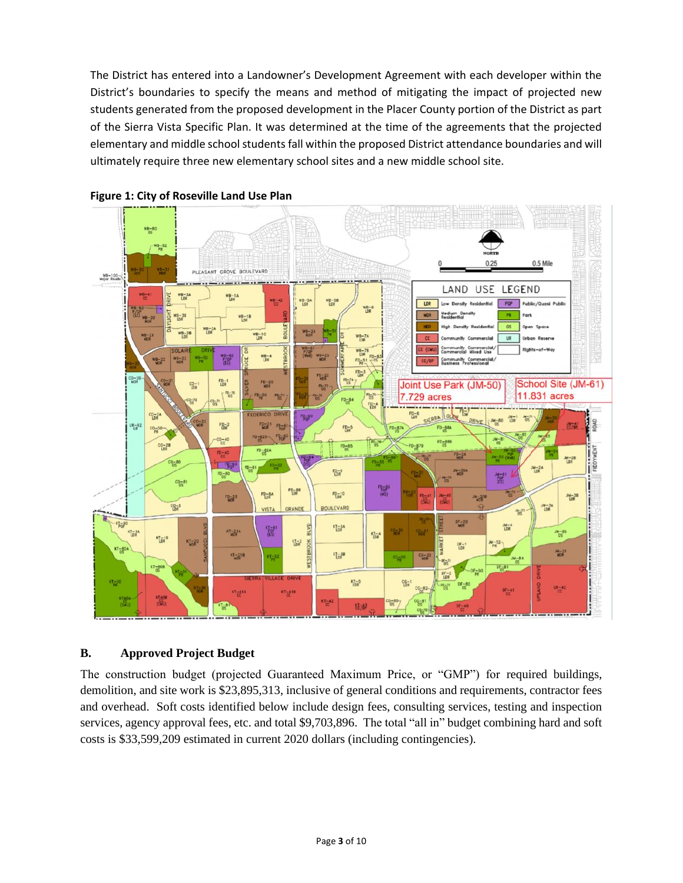The District has entered into a Landowner's Development Agreement with each developer within the District's boundaries to specify the means and method of mitigating the impact of projected new students generated from the proposed development in the Placer County portion of the District as part of the Sierra Vista Specific Plan. It was determined at the time of the agreements that the projected elementary and middle school students fall within the proposed District attendance boundaries and will ultimately require three new elementary school sites and a new middle school site.

**Figure 1: City of Roseville Land Use Plan**

## B. Approved Project Budget

The construction budget (projected Guaranteed Maximum Price, or "GMP") for required buildings, demolition, and site work is $23,895,313, inclusive of general conditions and requirements, contractor fees and overhead. Soft costs identified below include design fees, consulting services, testing and inspection services, agency approval fees, etc. and total $9,703,896. The total "all in" budget combining hard and soft costs is $33,599,209 estimated in current 2020 dollars (including contingencies).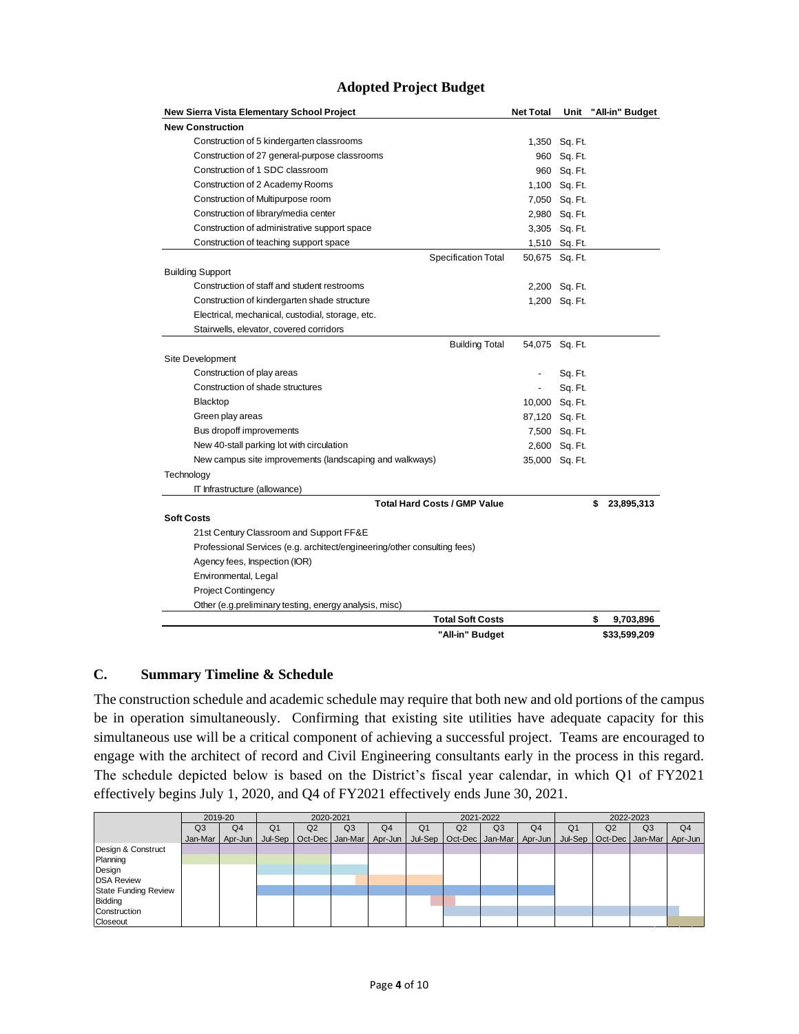## Adopted Project Budget

| New Sierra Vista Elementary School Project | Net Total | Unit | "All-in" Budget |
|---|---|---|---|
| **New Construction** | | | |
| Construction of 5 kindergarten classrooms | 1,350 | Sq. Ft. | |
| Construction of 27 general-purpose classrooms | 960 | Sq. Ft. | |
| Construction of 1 SDC classroom | 960 | Sq. Ft. | |
| Construction of 2 Academy Rooms | 1,100 | Sq. Ft. | |
| Construction of Multipurpose room | 7,050 | Sq. Ft. | |
| Construction of library/media center | 2,980 | Sq. Ft. | |
| Construction of administrative support space | 3,305 | Sq. Ft. | |
| Construction of teaching support space | 1,510 | Sq. Ft. | |
| Specification Total | 50,675 | Sq. Ft. | |
| Building Support | | | |
| Construction of staff and student restrooms | 2,200 | Sq. Ft. | |
| Construction of kindergarten shade structure | 1,200 | Sq. Ft. | |
| Electrical, mechanical, custodial, storage, etc. | | | |
| Stairwells, elevator, covered corridors | | | |
| Building Total | 54,075 | Sq. Ft. | |
| Site Development | | | |
| Construction of play areas | - | Sq. Ft. | |
| Construction of shade structures | - | Sq. Ft. | |
| Blacktop | 10,000 | Sq. Ft. | |
| Green play areas | 87,120 | Sq. Ft. | |
| Bus dropoff improvements | 7,500 | Sq. Ft. | |
| New 40-stall parking lot with circulation | 2,600 | Sq. Ft. | |
| New campus site improvements (landscaping and walkways) | 35,000 | Sq. Ft. | |
| Technology | | | |
| IT Infrastructure (allowance) | | | |
| **Total Hard Costs / GMP Value** | | | **$ 23,895,313** |
| **Soft Costs** | | | |
| 21st Century Classroom and Support FF&E | | | |
| Professional Services (e.g. architect/engineering/other consulting fees) | | | |
| Agency fees, Inspection (IOR) | | | |
| Environmental, Legal | | | |
| Project Contingency | | | |
| Other (e.g.preliminary testing, energy analysis, misc) | | | |
| **Total Soft Costs** | | | **$ 9,703,896** |
| **"All-in" Budget** | | | **$33,599,209** |

### C. Summary Timeline & Schedule

The construction schedule and academic schedule may require that both new and old portions of the campus be in operation simultaneously. Confirming that existing site utilities have adequate capacity for this simultaneous use will be a critical component of achieving a successful project. Teams are encouraged to engage with the architect of record and Civil Engineering consultants early in the process in this regard. The schedule depicted below is based on the District's fiscal year calendar, in which Q1 of FY2021 effectively begins July 1, 2020, and Q4 of FY2021 effectively ends June 30, 2021.

| | 2019-20 | | 2020-2021 | | | | 2021-2022 | | | | 2022-2023 | | | |
|---|---|---|---|---|---|---|---|---|---|---|---|---|---|---|
| | Q3 | Q4 | Q1 | Q2 | Q3 | Q4 | Q1 | Q2 | Q3 | Q4 | Q1 | Q2 | Q3 | Q4 |
| | Jan-Mar | Apr-Jun | Jul-Sep | Oct-Dec | Jan-Mar | Apr-Jun | Jul-Sep | Oct-Dec | Jan-Mar | Apr-Jun | Jul-Sep | Oct-Dec | Jan-Mar | Apr-Jun |
| Design & Construct | | | | | | | | | | | | | | |
| Planning | | | | | | | | | | | | | | |
| Design | | | | | | | | | | | | | | |
| DSA Review | | | | | | | | | | | | | | |
| State Funding Review | | | | | | | | | | | | | | |
| Bidding | | | | | | | | | | | | | | |
| Construction | | | | | | | | | | | | | | |
| Closeout | | | | | | | | | | | | | | |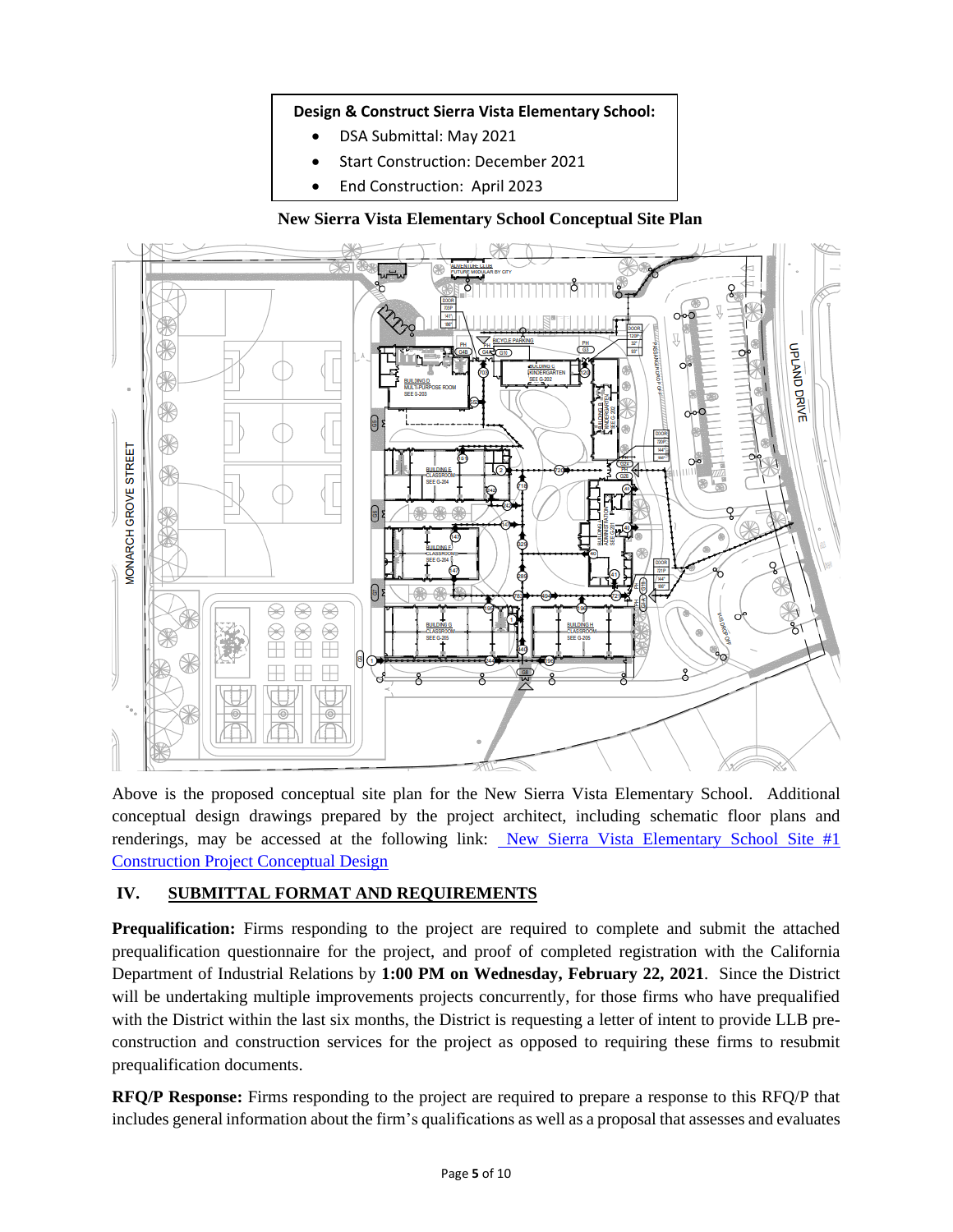**Design & Construct Sierra Vista Elementary School:**

- DSA Submittal: May 2021
- Start Construction: December 2021
- End Construction: April 2023

**New Sierra Vista Elementary School Conceptual Site Plan**

Above is the proposed conceptual site plan for the New Sierra Vista Elementary School. Additional conceptual design drawings prepared by the project architect, including schematic floor plans and renderings, may be accessed at the following link: [New Sierra Vista Elementary School Site #1 Construction Project Conceptual Design]

## IV. SUBMITTAL FORMAT AND REQUIREMENTS

**Prequalification:** Firms responding to the project are required to complete and submit the attached prequalification questionnaire for the project, and proof of completed registration with the California Department of Industrial Relations by **1:00 PM on Wednesday, February 22, 2021**. Since the District will be undertaking multiple improvements projects concurrently, for those firms who have prequalified with the District within the last six months, the District is requesting a letter of intent to provide LLB pre-construction and construction services for the project as opposed to requiring these firms to resubmit prequalification documents.

**RFQ/P Response:** Firms responding to the project are required to prepare a response to this RFQ/P that includes general information about the firm's qualifications as well as a proposal that assesses and evaluates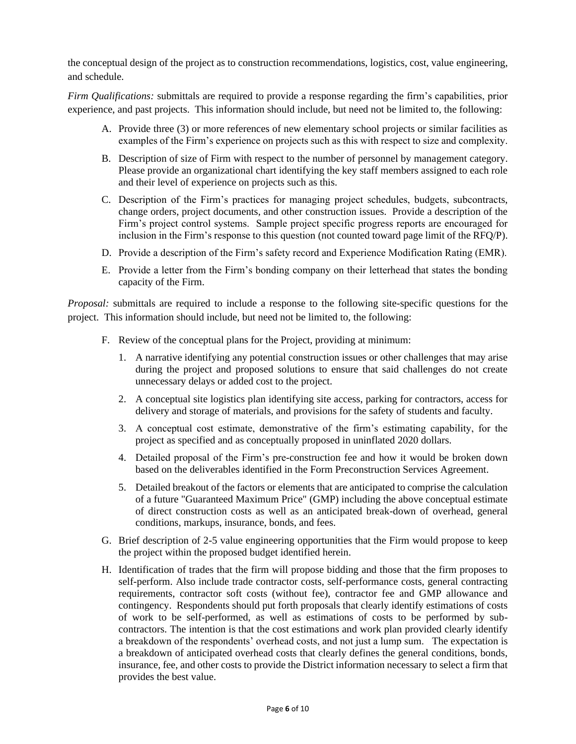the conceptual design of the project as to construction recommendations, logistics, cost, value engineering, and schedule.

*Firm Qualifications:* submittals are required to provide a response regarding the firm's capabilities, prior experience, and past projects. This information should include, but need not be limited to, the following:

A. Provide three (3) or more references of new elementary school projects or similar facilities as examples of the Firm's experience on projects such as this with respect to size and complexity.

B. Description of size of Firm with respect to the number of personnel by management category. Please provide an organizational chart identifying the key staff members assigned to each role and their level of experience on projects such as this.

C. Description of the Firm's practices for managing project schedules, budgets, subcontracts, change orders, project documents, and other construction issues. Provide a description of the Firm's project control systems. Sample project specific progress reports are encouraged for inclusion in the Firm's response to this question (not counted toward page limit of the RFQ/P).

D. Provide a description of the Firm's safety record and Experience Modification Rating (EMR).

E. Provide a letter from the Firm's bonding company on their letterhead that states the bonding capacity of the Firm.

*Proposal:* submittals are required to include a response to the following site-specific questions for the project. This information should include, but need not be limited to, the following:

F. Review of the conceptual plans for the Project, providing at minimum:

   1. A narrative identifying any potential construction issues or other challenges that may arise during the project and proposed solutions to ensure that said challenges do not create unnecessary delays or added cost to the project.

   2. A conceptual site logistics plan identifying site access, parking for contractors, access for delivery and storage of materials, and provisions for the safety of students and faculty.

   3. A conceptual cost estimate, demonstrative of the firm's estimating capability, for the project as specified and as conceptually proposed in uninflated 2020 dollars.

   4. Detailed proposal of the Firm's pre-construction fee and how it would be broken down based on the deliverables identified in the Form Preconstruction Services Agreement.

   5. Detailed breakout of the factors or elements that are anticipated to comprise the calculation of a future "Guaranteed Maximum Price" (GMP) including the above conceptual estimate of direct construction costs as well as an anticipated break-down of overhead, general conditions, markups, insurance, bonds, and fees.

G. Brief description of 2-5 value engineering opportunities that the Firm would propose to keep the project within the proposed budget identified herein.

H. Identification of trades that the firm will propose bidding and those that the firm proposes to self-perform. Also include trade contractor costs, self-performance costs, general contracting requirements, contractor soft costs (without fee), contractor fee and GMP allowance and contingency. Respondents should put forth proposals that clearly identify estimations of costs of work to be self-performed, as well as estimations of costs to be performed by sub-contractors. The intention is that the cost estimations and work plan provided clearly identify a breakdown of the respondents' overhead costs, and not just a lump sum. The expectation is a breakdown of anticipated overhead costs that clearly defines the general conditions, bonds, insurance, fee, and other costs to provide the District information necessary to select a firm that provides the best value.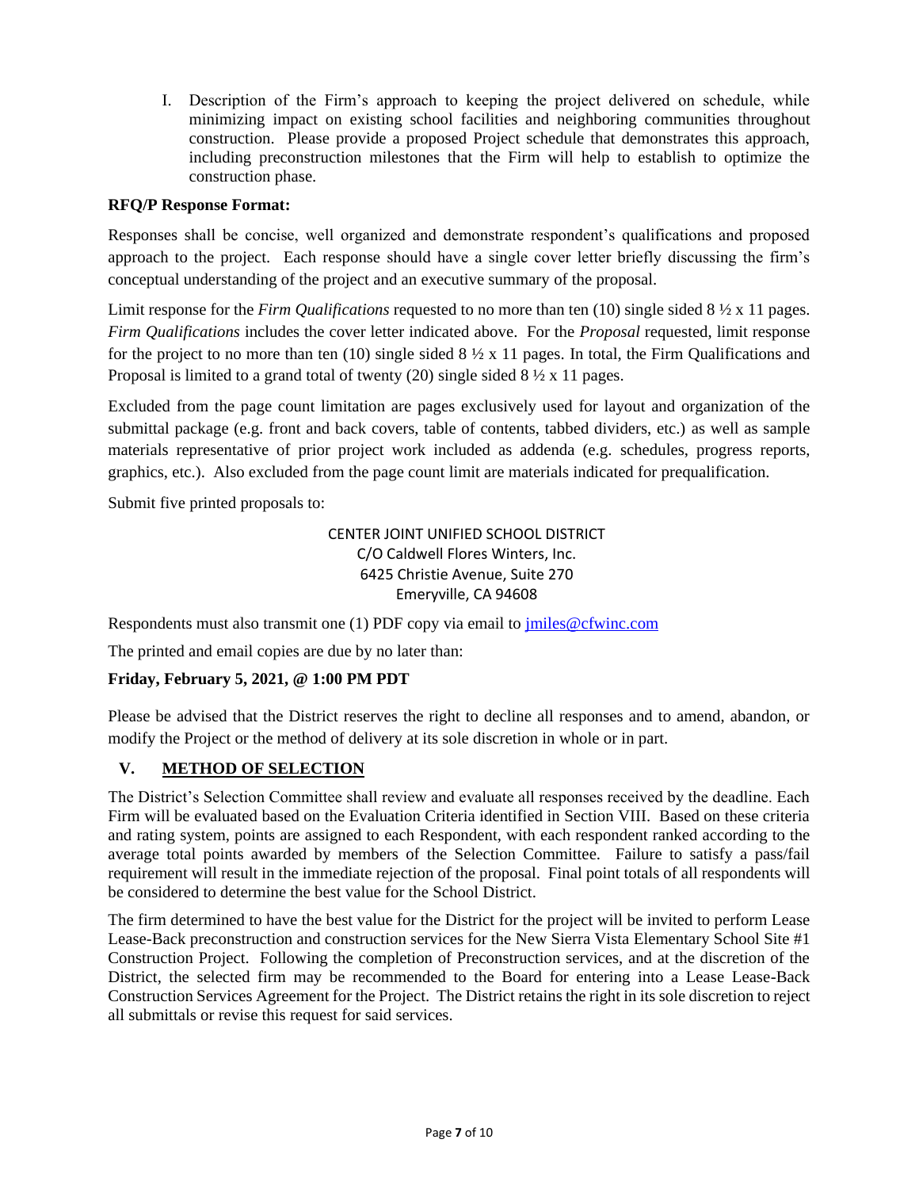I. Description of the Firm's approach to keeping the project delivered on schedule, while minimizing impact on existing school facilities and neighboring communities throughout construction. Please provide a proposed Project schedule that demonstrates this approach, including preconstruction milestones that the Firm will help to establish to optimize the construction phase.

**RFQ/P Response Format:**

Responses shall be concise, well organized and demonstrate respondent's qualifications and proposed approach to the project. Each response should have a single cover letter briefly discussing the firm's conceptual understanding of the project and an executive summary of the proposal.

Limit response for the *Firm Qualifications* requested to no more than ten (10) single sided 8 ½ x 11 pages. *Firm Qualifications* includes the cover letter indicated above. For the *Proposal* requested, limit response for the project to no more than ten (10) single sided 8 ½ x 11 pages. In total, the Firm Qualifications and Proposal is limited to a grand total of twenty (20) single sided 8 ½ x 11 pages.

Excluded from the page count limitation are pages exclusively used for layout and organization of the submittal package (e.g. front and back covers, table of contents, tabbed dividers, etc.) as well as sample materials representative of prior project work included as addenda (e.g. schedules, progress reports, graphics, etc.). Also excluded from the page count limit are materials indicated for prequalification.

Submit five printed proposals to:

CENTER JOINT UNIFIED SCHOOL DISTRICT
C/O Caldwell Flores Winters, Inc.
6425 Christie Avenue, Suite 270
Emeryville, CA 94608

Respondents must also transmit one (1) PDF copy via email to jmiles@cfwinc.com

The printed and email copies are due by no later than:

**Friday, February 5, 2021, @ 1:00 PM PDT**

Please be advised that the District reserves the right to decline all responses and to amend, abandon, or modify the Project or the method of delivery at its sole discretion in whole or in part.

## V. METHOD OF SELECTION

The District's Selection Committee shall review and evaluate all responses received by the deadline. Each Firm will be evaluated based on the Evaluation Criteria identified in Section VIII. Based on these criteria and rating system, points are assigned to each Respondent, with each respondent ranked according to the average total points awarded by members of the Selection Committee. Failure to satisfy a pass/fail requirement will result in the immediate rejection of the proposal. Final point totals of all respondents will be considered to determine the best value for the School District.

The firm determined to have the best value for the District for the project will be invited to perform Lease Lease-Back preconstruction and construction services for the New Sierra Vista Elementary School Site #1 Construction Project. Following the completion of Preconstruction services, and at the discretion of the District, the selected firm may be recommended to the Board for entering into a Lease Lease-Back Construction Services Agreement for the Project. The District retains the right in its sole discretion to reject all submittals or revise this request for said services.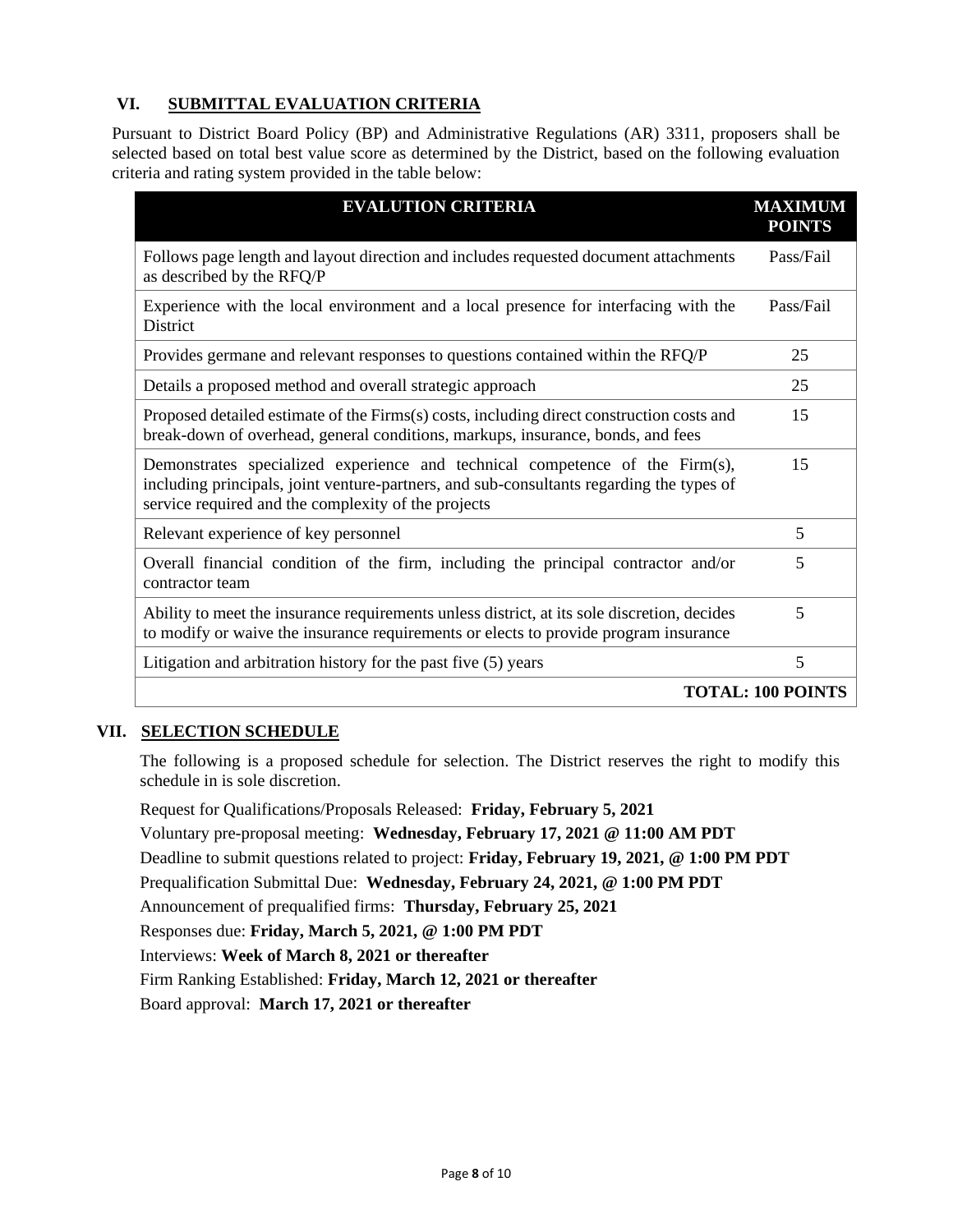## VI. SUBMITTAL EVALUATION CRITERIA

Pursuant to District Board Policy (BP) and Administrative Regulations (AR) 3311, proposers shall be selected based on total best value score as determined by the District, based on the following evaluation criteria and rating system provided in the table below:

| EVALUTION CRITERIA | MAXIMUM POINTS |
|---|---|
| Follows page length and layout direction and includes requested document attachments as described by the RFQ/P | Pass/Fail |
| Experience with the local environment and a local presence for interfacing with the District | Pass/Fail |
| Provides germane and relevant responses to questions contained within the RFQ/P | 25 |
| Details a proposed method and overall strategic approach | 25 |
| Proposed detailed estimate of the Firms(s) costs, including direct construction costs and break-down of overhead, general conditions, markups, insurance, bonds, and fees | 15 |
| Demonstrates specialized experience and technical competence of the Firm(s), including principals, joint venture-partners, and sub-consultants regarding the types of service required and the complexity of the projects | 15 |
| Relevant experience of key personnel | 5 |
| Overall financial condition of the firm, including the principal contractor and/or contractor team | 5 |
| Ability to meet the insurance requirements unless district, at its sole discretion, decides to modify or waive the insurance requirements or elects to provide program insurance | 5 |
| Litigation and arbitration history for the past five (5) years | 5 |
| | **TOTAL: 100 POINTS** |

## VII. SELECTION SCHEDULE

The following is a proposed schedule for selection. The District reserves the right to modify this schedule in is sole discretion.

Request for Qualifications/Proposals Released: **Friday, February 5, 2021**

Voluntary pre-proposal meeting: **Wednesday, February 17, 2021 @ 11:00 AM PDT**

Deadline to submit questions related to project: **Friday, February 19, 2021, @ 1:00 PM PDT**

Prequalification Submittal Due: **Wednesday, February 24, 2021, @ 1:00 PM PDT**

Announcement of prequalified firms: **Thursday, February 25, 2021**

Responses due: **Friday, March 5, 2021, @ 1:00 PM PDT**

Interviews: **Week of March 8, 2021 or thereafter**

Firm Ranking Established: **Friday, March 12, 2021 or thereafter**

Board approval: **March 17, 2021 or thereafter**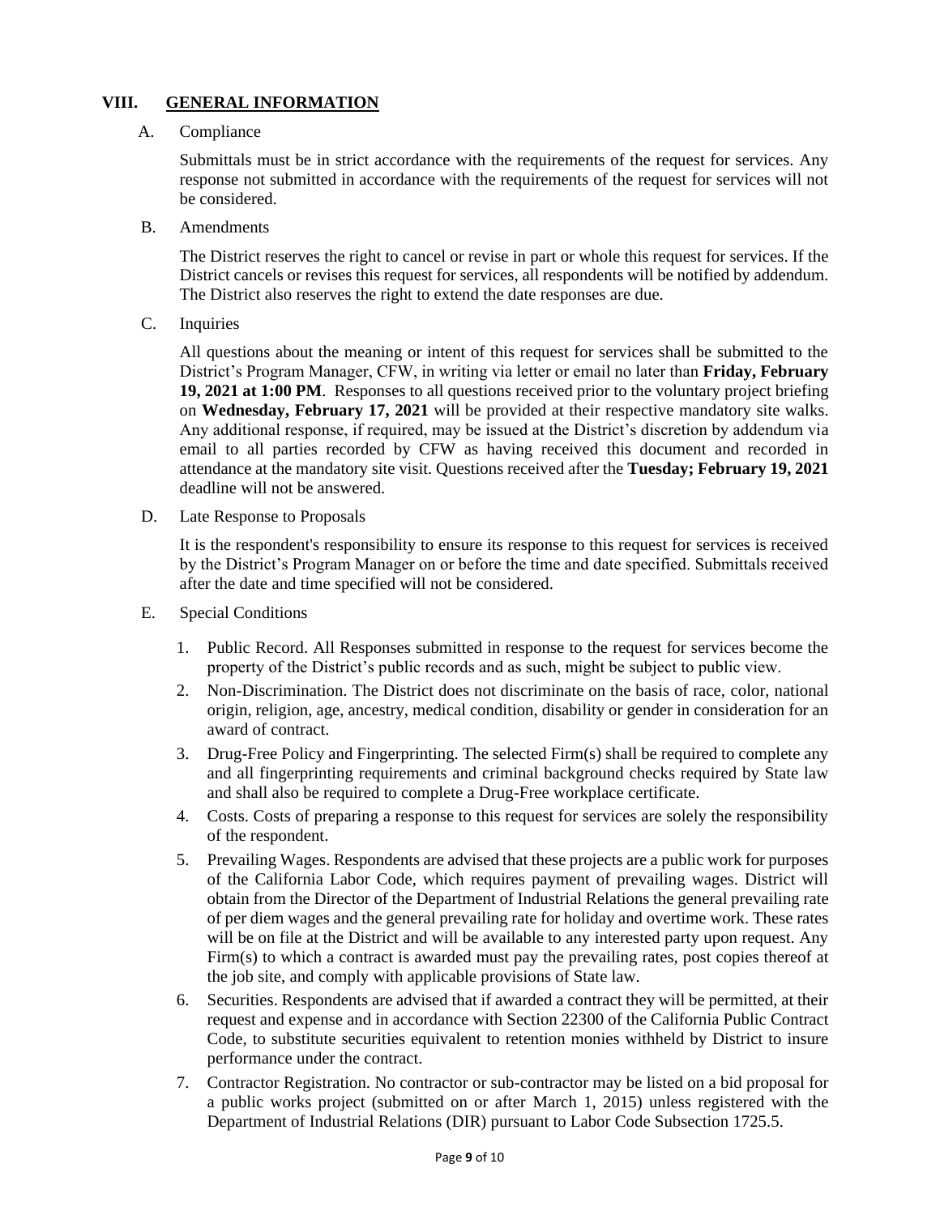## VIII. GENERAL INFORMATION

A. Compliance

Submittals must be in strict accordance with the requirements of the request for services. Any response not submitted in accordance with the requirements of the request for services will not be considered.

B. Amendments

The District reserves the right to cancel or revise in part or whole this request for services. If the District cancels or revises this request for services, all respondents will be notified by addendum. The District also reserves the right to extend the date responses are due.

C. Inquiries

All questions about the meaning or intent of this request for services shall be submitted to the District's Program Manager, CFW, in writing via letter or email no later than **Friday, February 19, 2021 at 1:00 PM**. Responses to all questions received prior to the voluntary project briefing on **Wednesday, February 17, 2021** will be provided at their respective mandatory site walks. Any additional response, if required, may be issued at the District's discretion by addendum via email to all parties recorded by CFW as having received this document and recorded in attendance at the mandatory site visit. Questions received after the **Tuesday; February 19, 2021** deadline will not be answered.

D. Late Response to Proposals

It is the respondent's responsibility to ensure its response to this request for services is received by the District's Program Manager on or before the time and date specified. Submittals received after the date and time specified will not be considered.

E. Special Conditions

1. Public Record. All Responses submitted in response to the request for services become the property of the District's public records and as such, might be subject to public view.
2. Non-Discrimination. The District does not discriminate on the basis of race, color, national origin, religion, age, ancestry, medical condition, disability or gender in consideration for an award of contract.
3. Drug-Free Policy and Fingerprinting. The selected Firm(s) shall be required to complete any and all fingerprinting requirements and criminal background checks required by State law and shall also be required to complete a Drug-Free workplace certificate.
4. Costs. Costs of preparing a response to this request for services are solely the responsibility of the respondent.
5. Prevailing Wages. Respondents are advised that these projects are a public work for purposes of the California Labor Code, which requires payment of prevailing wages. District will obtain from the Director of the Department of Industrial Relations the general prevailing rate of per diem wages and the general prevailing rate for holiday and overtime work. These rates will be on file at the District and will be available to any interested party upon request. Any Firm(s) to which a contract is awarded must pay the prevailing rates, post copies thereof at the job site, and comply with applicable provisions of State law.
6. Securities. Respondents are advised that if awarded a contract they will be permitted, at their request and expense and in accordance with Section 22300 of the California Public Contract Code, to substitute securities equivalent to retention monies withheld by District to insure performance under the contract.
7. Contractor Registration. No contractor or sub-contractor may be listed on a bid proposal for a public works project (submitted on or after March 1, 2015) unless registered with the Department of Industrial Relations (DIR) pursuant to Labor Code Subsection 1725.5.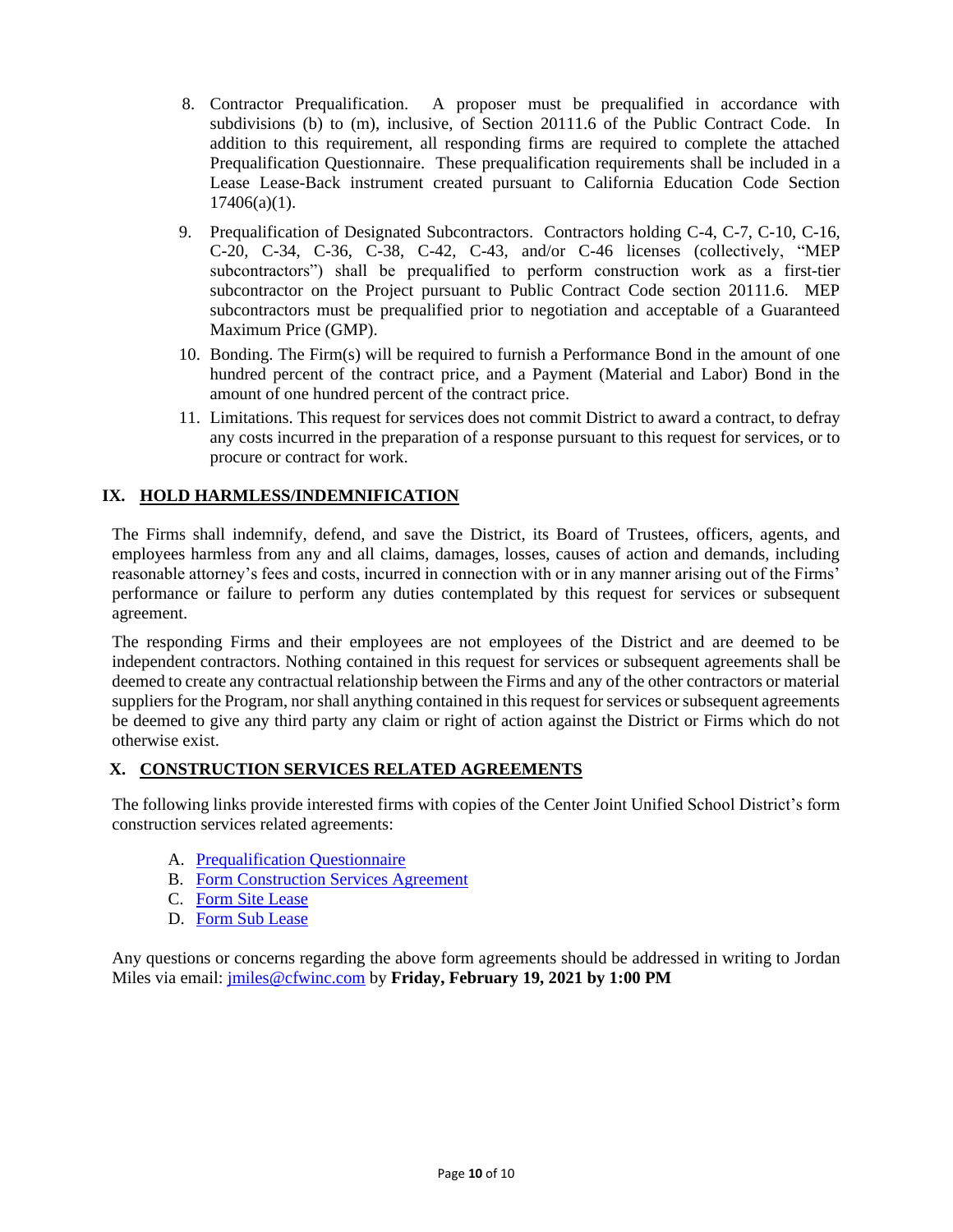8. Contractor Prequalification. A proposer must be prequalified in accordance with subdivisions (b) to (m), inclusive, of Section 20111.6 of the Public Contract Code. In addition to this requirement, all responding firms are required to complete the attached Prequalification Questionnaire. These prequalification requirements shall be included in a Lease Lease-Back instrument created pursuant to California Education Code Section 17406(a)(1).
9. Prequalification of Designated Subcontractors. Contractors holding C-4, C-7, C-10, C-16, C-20, C-34, C-36, C-38, C-42, C-43, and/or C-46 licenses (collectively, "MEP subcontractors") shall be prequalified to perform construction work as a first-tier subcontractor on the Project pursuant to Public Contract Code section 20111.6. MEP subcontractors must be prequalified prior to negotiation and acceptable of a Guaranteed Maximum Price (GMP).
10. Bonding. The Firm(s) will be required to furnish a Performance Bond in the amount of one hundred percent of the contract price, and a Payment (Material and Labor) Bond in the amount of one hundred percent of the contract price.
11. Limitations. This request for services does not commit District to award a contract, to defray any costs incurred in the preparation of a response pursuant to this request for services, or to procure or contract for work.

## IX. HOLD HARMLESS/INDEMNIFICATION

The Firms shall indemnify, defend, and save the District, its Board of Trustees, officers, agents, and employees harmless from any and all claims, damages, losses, causes of action and demands, including reasonable attorney's fees and costs, incurred in connection with or in any manner arising out of the Firms' performance or failure to perform any duties contemplated by this request for services or subsequent agreement.

The responding Firms and their employees are not employees of the District and are deemed to be independent contractors. Nothing contained in this request for services or subsequent agreements shall be deemed to create any contractual relationship between the Firms and any of the other contractors or material suppliers for the Program, nor shall anything contained in this request for services or subsequent agreements be deemed to give any third party any claim or right of action against the District or Firms which do not otherwise exist.

## X. CONSTRUCTION SERVICES RELATED AGREEMENTS

The following links provide interested firms with copies of the Center Joint Unified School District's form construction services related agreements:

A. Prequalification Questionnaire
B. Form Construction Services Agreement
C. Form Site Lease
D. Form Sub Lease

Any questions or concerns regarding the above form agreements should be addressed in writing to Jordan Miles via email: jmiles@cfwinc.com by **Friday, February 19, 2021 by 1:00 PM**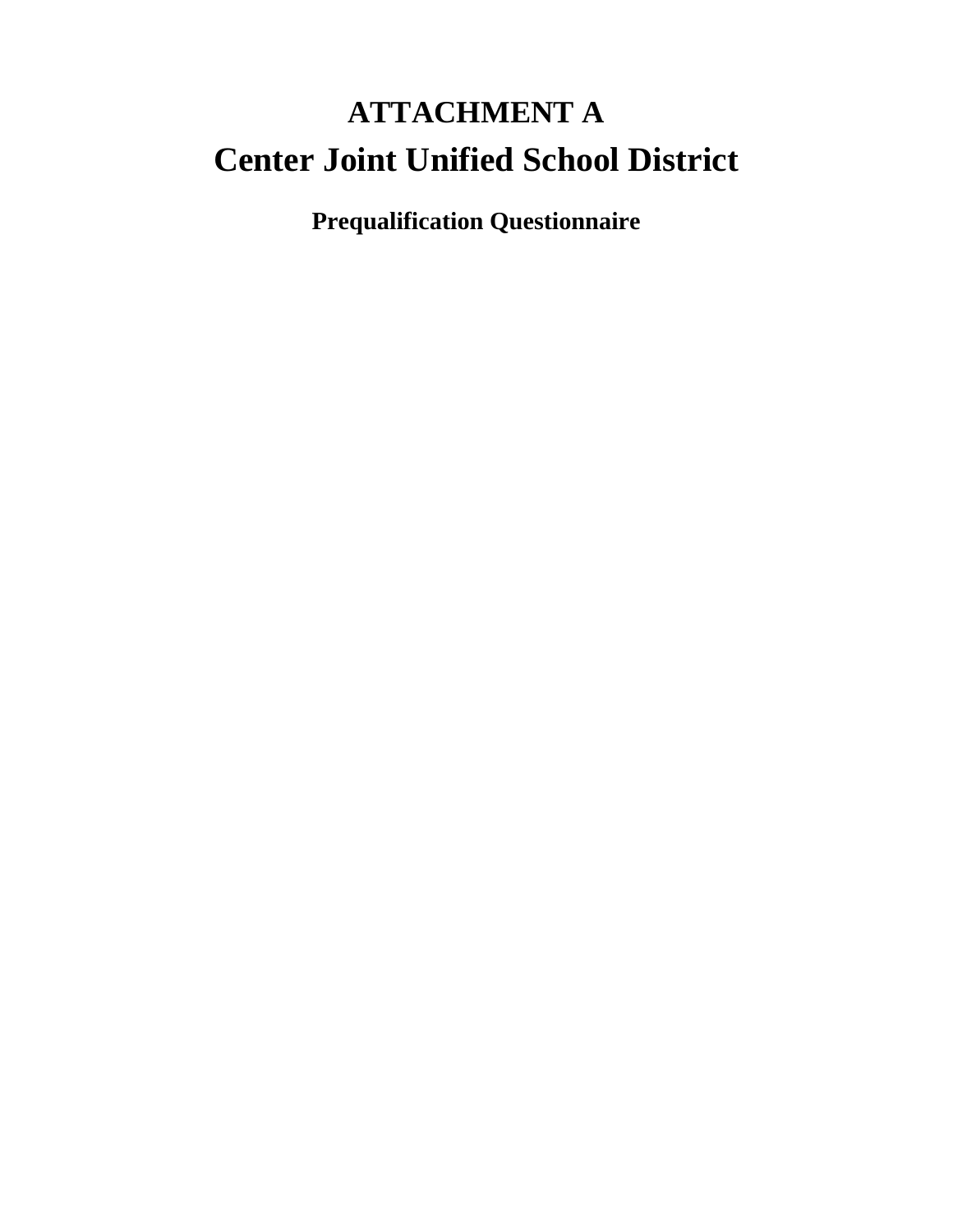# ATTACHMENT A

# Center Joint Unified School District

## Prequalification Questionnaire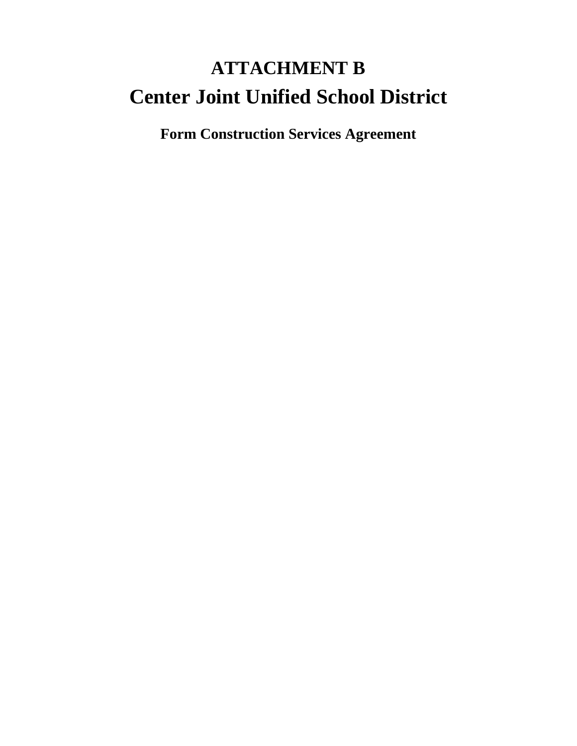# ATTACHMENT B

# Center Joint Unified School District

## Form Construction Services Agreement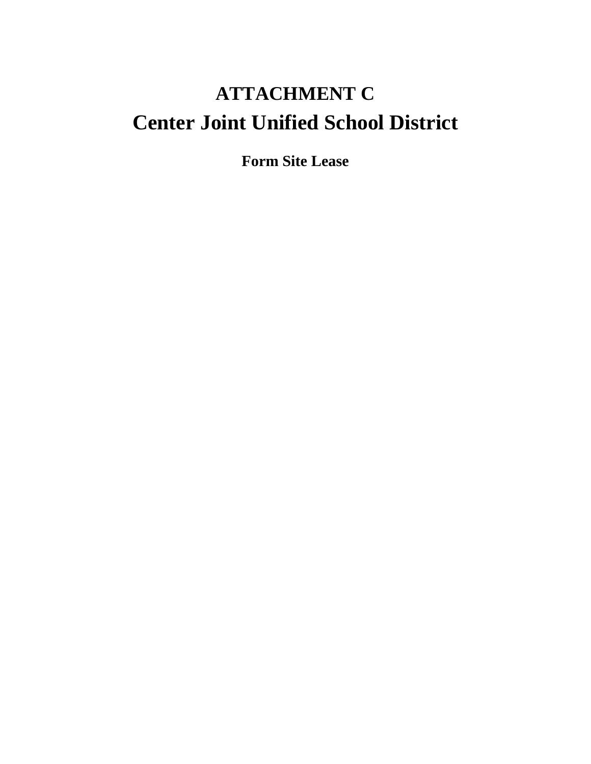# ATTACHMENT C

# Center Joint Unified School District

**Form Site Lease**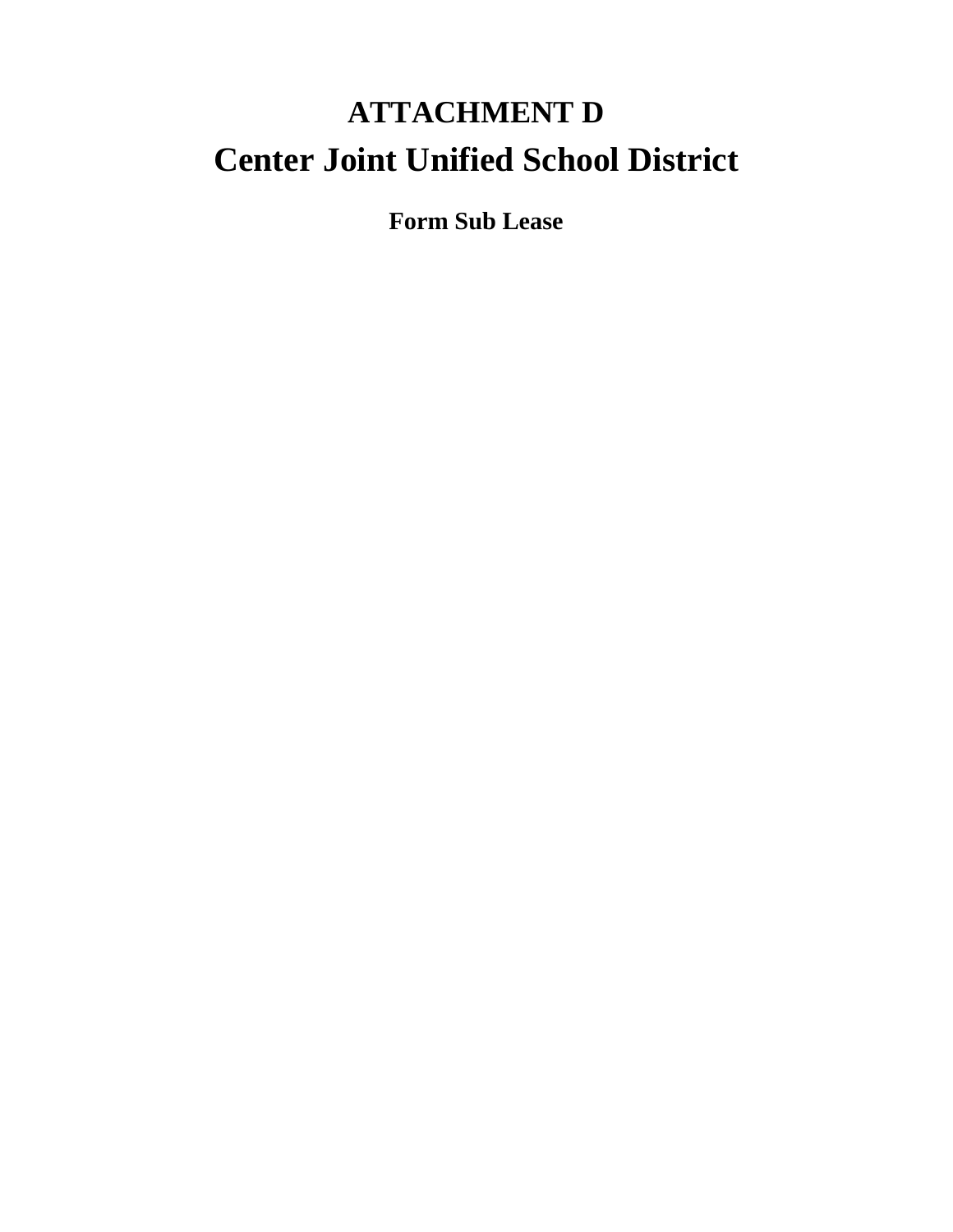# ATTACHMENT D

# Center Joint Unified School District

## Form Sub Lease